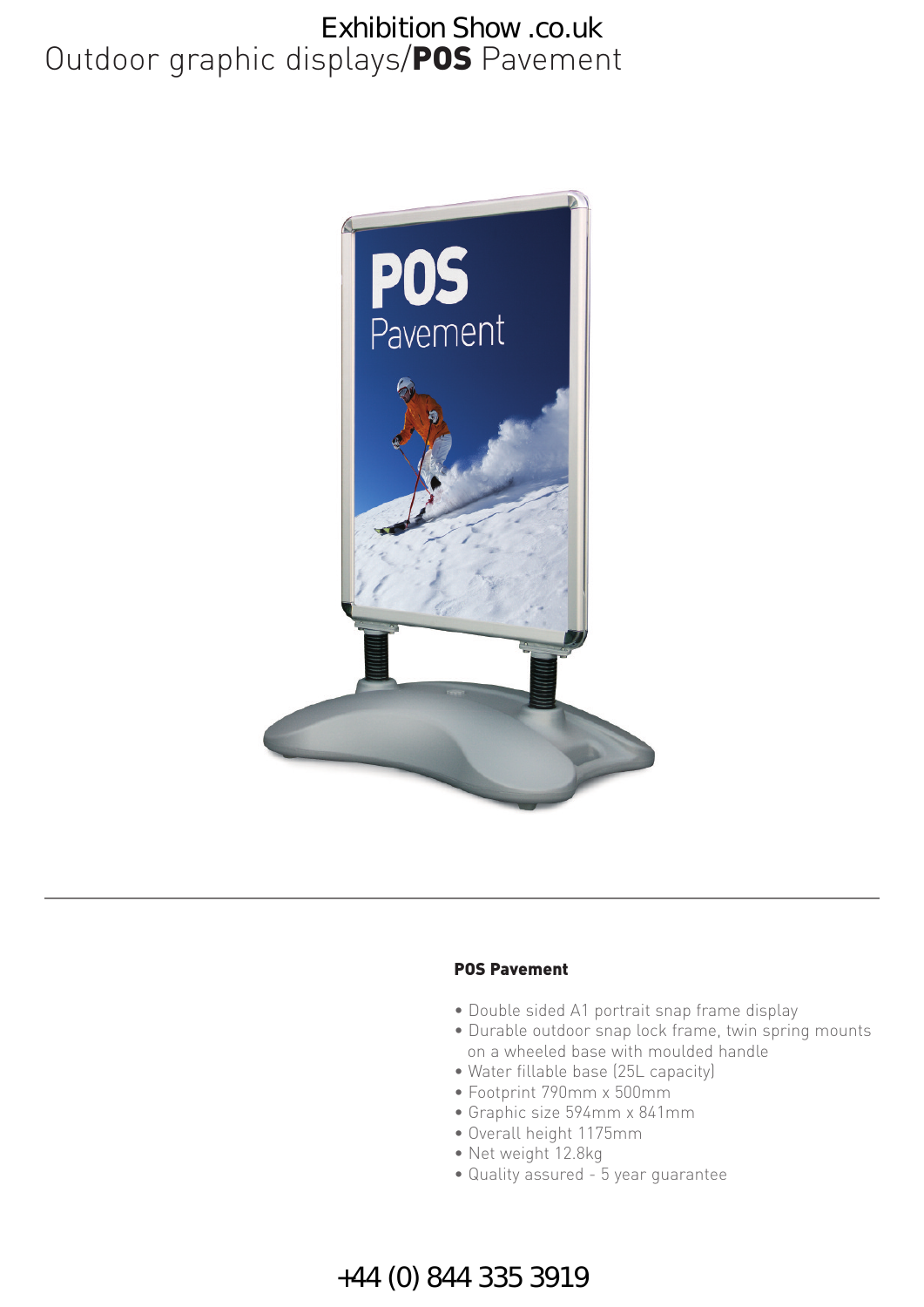Exhibition Show .co.uk

# Outdoor graphic displays/**POS** Pavement

## POS Pavement

- Double sided A1 portrait snap frame display
- Durable outdoor snap lock frame, twin spring mounts on a wheeled base with moulded handle
- Water fillable base (25L capacity)
- Footprint 790mm x 500mm
- Graphic size 594mm x 841mm
- Overall height 1175mm
- Net weight 12.8kg
- Quality assured - 5 year guarantee

+44 (0) 844 335 3919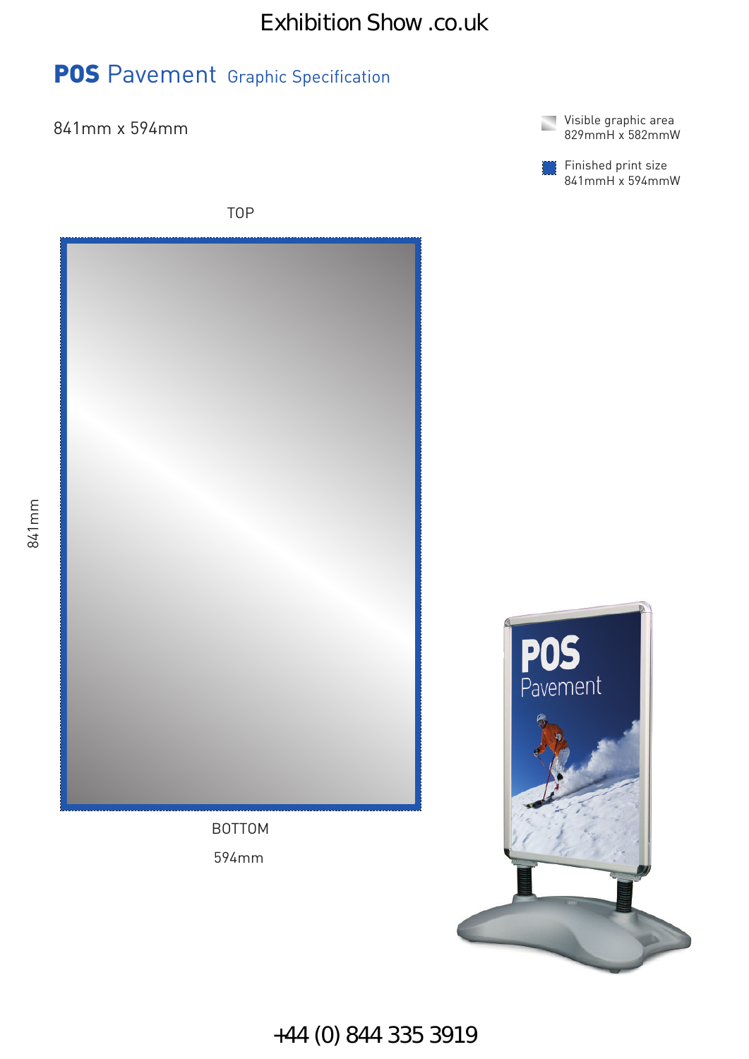Exhibition Show .co.uk

# **POS** Pavement Graphic Specification

841mm x 594mm

Visible graphic area
829mmH x 582mmW

Finished print size
841mmH x 594mmW

TOP

841mm

BOTTOM

594mm

+44 (0) 844 335 3919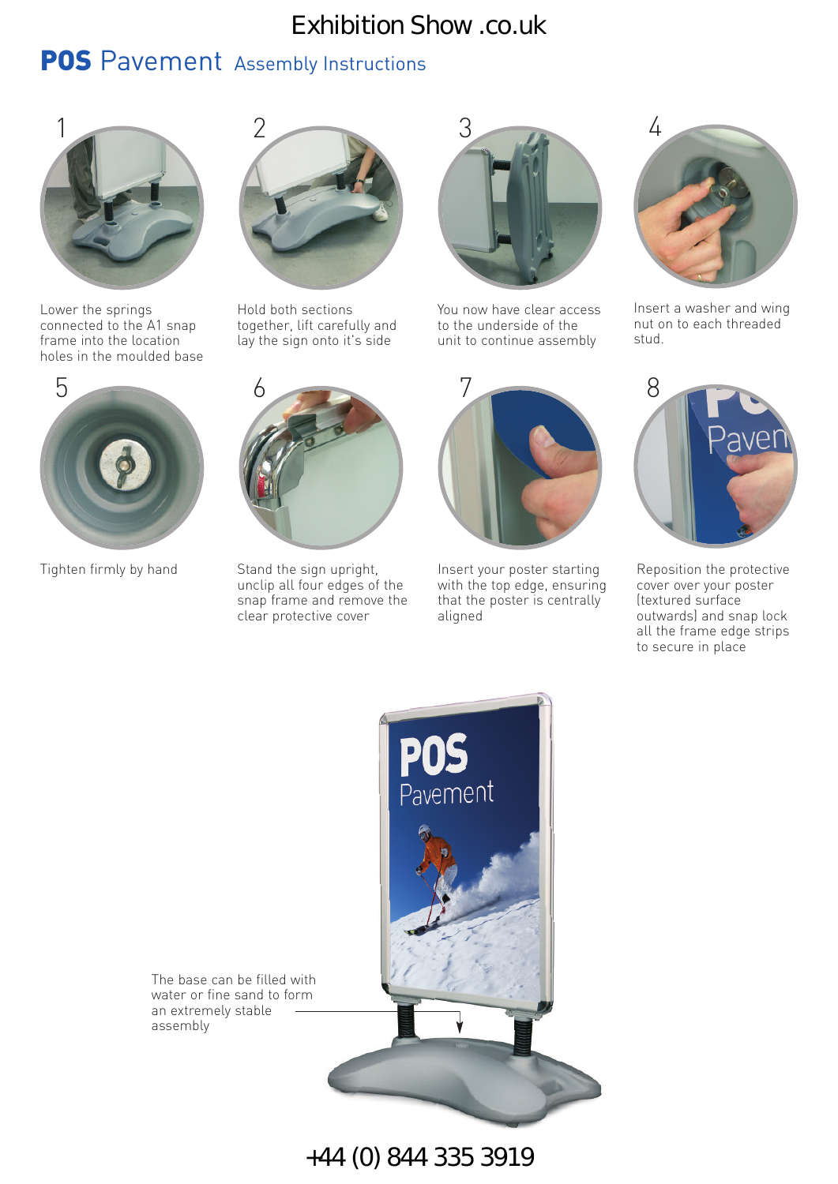Exhibition Show .co.uk

# POS Pavement Assembly Instructions

1. Lower the springs connected to the A1 snap frame into the location holes in the moulded base

2. Hold both sections together, lift carefully and lay the sign onto it's side

3. You now have clear access to the underside of the unit to continue assembly

4. Insert a washer and wing nut on to each threaded stud.

5. Tighten firmly by hand

6. Stand the sign upright, unclip all four edges of the snap frame and remove the clear protective cover

7. Insert your poster starting with the top edge, ensuring that the poster is centrally aligned

8. Reposition the protective cover over your poster (textured surface outwards) and snap lock all the frame edge strips to secure in place

The base can be filled with water or fine sand to form an extremely stable assembly

+44 (0) 844 335 3919